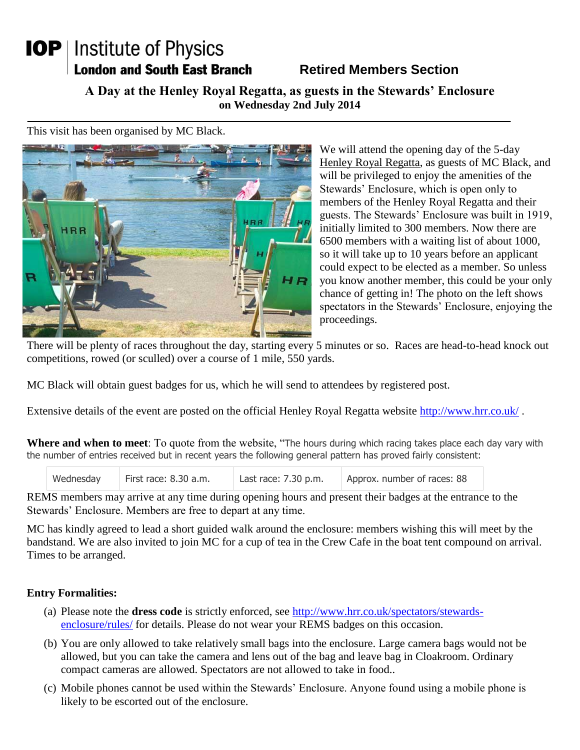# IOP | Institute of Physics

**London and South East Branch** **Retired Members Section**

## A Day at the Henley Royal Regatta, as guests in the Stewards' Enclosure
### on Wednesday 2nd July 2014

This visit has been organised by MC Black.

We will attend the opening day of the 5-day Henley Royal Regatta, as guests of MC Black, and will be privileged to enjoy the amenities of the Stewards' Enclosure, which is open only to members of the Henley Royal Regatta and their guests. The Stewards' Enclosure was built in 1919, initially limited to 300 members. Now there are 6500 members with a waiting list of about 1000, so it will take up to 10 years before an applicant could expect to be elected as a member. So unless you know another member, this could be your only chance of getting in! The photo on the left shows spectators in the Stewards' Enclosure, enjoying the proceedings.

There will be plenty of races throughout the day, starting every 5 minutes or so. Races are head-to-head knock out competitions, rowed (or sculled) over a course of 1 mile, 550 yards.

MC Black will obtain guest badges for us, which he will send to attendees by registered post.

Extensive details of the event are posted on the official Henley Royal Regatta website http://www.hrr.co.uk/ .

**Where and when to meet**: To quote from the website, "The hours during which racing takes place each day vary with the number of entries received but in recent years the following general pattern has proved fairly consistent:

| Wednesday | First race: 8.30 a.m. | Last race: 7.30 p.m. | Approx. number of races: 88 |
|---|---|---|---|

REMS members may arrive at any time during opening hours and present their badges at the entrance to the Stewards' Enclosure. Members are free to depart at any time.

MC has kindly agreed to lead a short guided walk around the enclosure: members wishing this will meet by the bandstand. We are also invited to join MC for a cup of tea in the Crew Cafe in the boat tent compound on arrival. Times to be arranged.

**Entry Formalities:**

(a) Please note the **dress code** is strictly enforced, see http://www.hrr.co.uk/spectators/stewards-enclosure/rules/ for details. Please do not wear your REMS badges on this occasion.

(b) You are only allowed to take relatively small bags into the enclosure. Large camera bags would not be allowed, but you can take the camera and lens out of the bag and leave bag in Cloakroom. Ordinary compact cameras are allowed. Spectators are not allowed to take in food..

(c) Mobile phones cannot be used within the Stewards' Enclosure. Anyone found using a mobile phone is likely to be escorted out of the enclosure.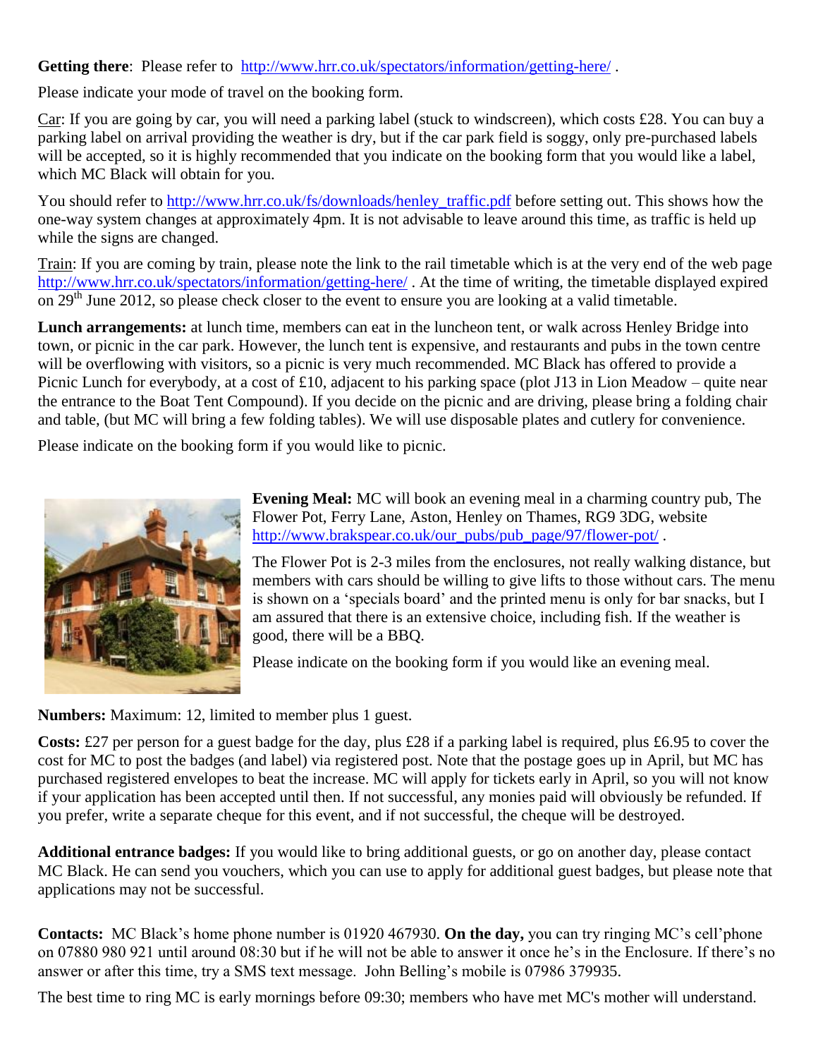**Getting there**: Please refer to http://www.hrr.co.uk/spectators/information/getting-here/ .

Please indicate your mode of travel on the booking form.

Car: If you are going by car, you will need a parking label (stuck to windscreen), which costs £28. You can buy a parking label on arrival providing the weather is dry, but if the car park field is soggy, only pre-purchased labels will be accepted, so it is highly recommended that you indicate on the booking form that you would like a label, which MC Black will obtain for you.

You should refer to http://www.hrr.co.uk/fs/downloads/henley_traffic.pdf before setting out. This shows how the one-way system changes at approximately 4pm. It is not advisable to leave around this time, as traffic is held up while the signs are changed.

Train: If you are coming by train, please note the link to the rail timetable which is at the very end of the web page http://www.hrr.co.uk/spectators/information/getting-here/ . At the time of writing, the timetable displayed expired on 29th June 2012, so please check closer to the event to ensure you are looking at a valid timetable.

**Lunch arrangements:** at lunch time, members can eat in the luncheon tent, or walk across Henley Bridge into town, or picnic in the car park. However, the lunch tent is expensive, and restaurants and pubs in the town centre will be overflowing with visitors, so a picnic is very much recommended. MC Black has offered to provide a Picnic Lunch for everybody, at a cost of £10, adjacent to his parking space (plot J13 in Lion Meadow – quite near the entrance to the Boat Tent Compound). If you decide on the picnic and are driving, please bring a folding chair and table, (but MC will bring a few folding tables). We will use disposable plates and cutlery for convenience.

Please indicate on the booking form if you would like to picnic.

**Evening Meal:** MC will book an evening meal in a charming country pub, The Flower Pot, Ferry Lane, Aston, Henley on Thames, RG9 3DG, website http://www.brakspear.co.uk/our_pubs/pub_page/97/flower-pot/ .

The Flower Pot is 2-3 miles from the enclosures, not really walking distance, but members with cars should be willing to give lifts to those without cars. The menu is shown on a 'specials board' and the printed menu is only for bar snacks, but I am assured that there is an extensive choice, including fish. If the weather is good, there will be a BBQ.

Please indicate on the booking form if you would like an evening meal.

**Numbers:** Maximum: 12, limited to member plus 1 guest.

**Costs:** £27 per person for a guest badge for the day, plus £28 if a parking label is required, plus £6.95 to cover the cost for MC to post the badges (and label) via registered post. Note that the postage goes up in April, but MC has purchased registered envelopes to beat the increase. MC will apply for tickets early in April, so you will not know if your application has been accepted until then. If not successful, any monies paid will obviously be refunded. If you prefer, write a separate cheque for this event, and if not successful, the cheque will be destroyed.

**Additional entrance badges:** If you would like to bring additional guests, or go on another day, please contact MC Black. He can send you vouchers, which you can use to apply for additional guest badges, but please note that applications may not be successful.

**Contacts:** MC Black's home phone number is 01920 467930. **On the day,** you can try ringing MC's cell'phone on 07880 980 921 until around 08:30 but if he will not be able to answer it once he's in the Enclosure. If there's no answer or after this time, try a SMS text message. John Belling's mobile is 07986 379935.

The best time to ring MC is early mornings before 09:30; members who have met MC's mother will understand.